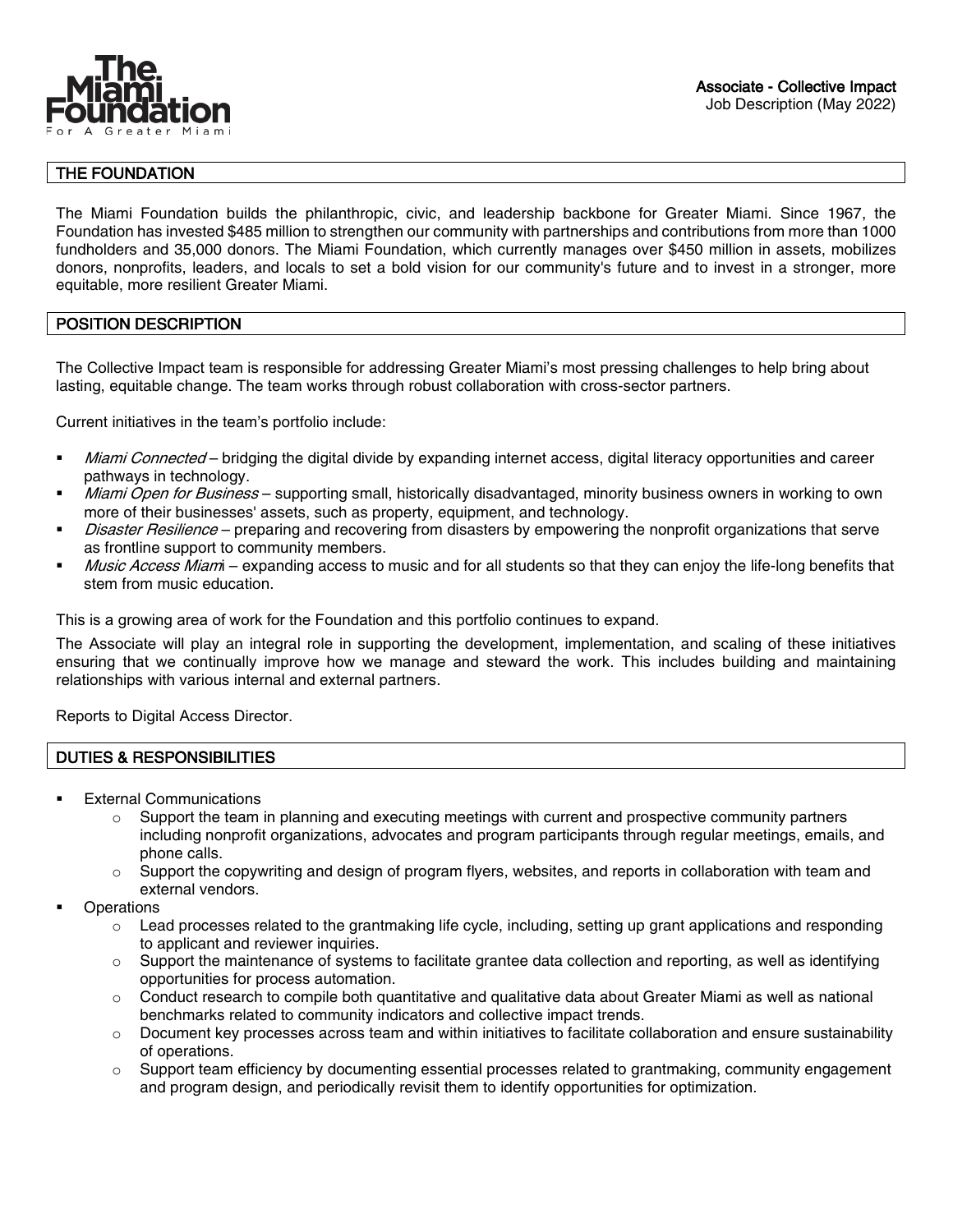The Miami Foundation
For A Greater Miami

**Associate - Collective Impact**
Job Description (May 2022)

## THE FOUNDATION

The Miami Foundation builds the philanthropic, civic, and leadership backbone for Greater Miami. Since 1967, the Foundation has invested $485 million to strengthen our community with partnerships and contributions from more than 1000 fundholders and 35,000 donors. The Miami Foundation, which currently manages over $450 million in assets, mobilizes donors, nonprofits, leaders, and locals to set a bold vision for our community's future and to invest in a stronger, more equitable, more resilient Greater Miami.

## POSITION DESCRIPTION

The Collective Impact team is responsible for addressing Greater Miami's most pressing challenges to help bring about lasting, equitable change. The team works through robust collaboration with cross-sector partners.

Current initiatives in the team's portfolio include:

- *Miami Connected* – bridging the digital divide by expanding internet access, digital literacy opportunities and career pathways in technology.
- *Miami Open for Business* – supporting small, historically disadvantaged, minority business owners in working to own more of their businesses' assets, such as property, equipment, and technology.
- *Disaster Resilience* – preparing and recovering from disasters by empowering the nonprofit organizations that serve as frontline support to community members.
- *Music Access Miami* – expanding access to music and for all students so that they can enjoy the life-long benefits that stem from music education.

This is a growing area of work for the Foundation and this portfolio continues to expand.

The Associate will play an integral role in supporting the development, implementation, and scaling of these initiatives ensuring that we continually improve how we manage and steward the work. This includes building and maintaining relationships with various internal and external partners.

Reports to Digital Access Director.

## DUTIES & RESPONSIBILITIES

- External Communications
  - Support the team in planning and executing meetings with current and prospective community partners including nonprofit organizations, advocates and program participants through regular meetings, emails, and phone calls.
  - Support the copywriting and design of program flyers, websites, and reports in collaboration with team and external vendors.
- Operations
  - Lead processes related to the grantmaking life cycle, including, setting up grant applications and responding to applicant and reviewer inquiries.
  - Support the maintenance of systems to facilitate grantee data collection and reporting, as well as identifying opportunities for process automation.
  - Conduct research to compile both quantitative and qualitative data about Greater Miami as well as national benchmarks related to community indicators and collective impact trends.
  - Document key processes across team and within initiatives to facilitate collaboration and ensure sustainability of operations.
  - Support team efficiency by documenting essential processes related to grantmaking, community engagement and program design, and periodically revisit them to identify opportunities for optimization.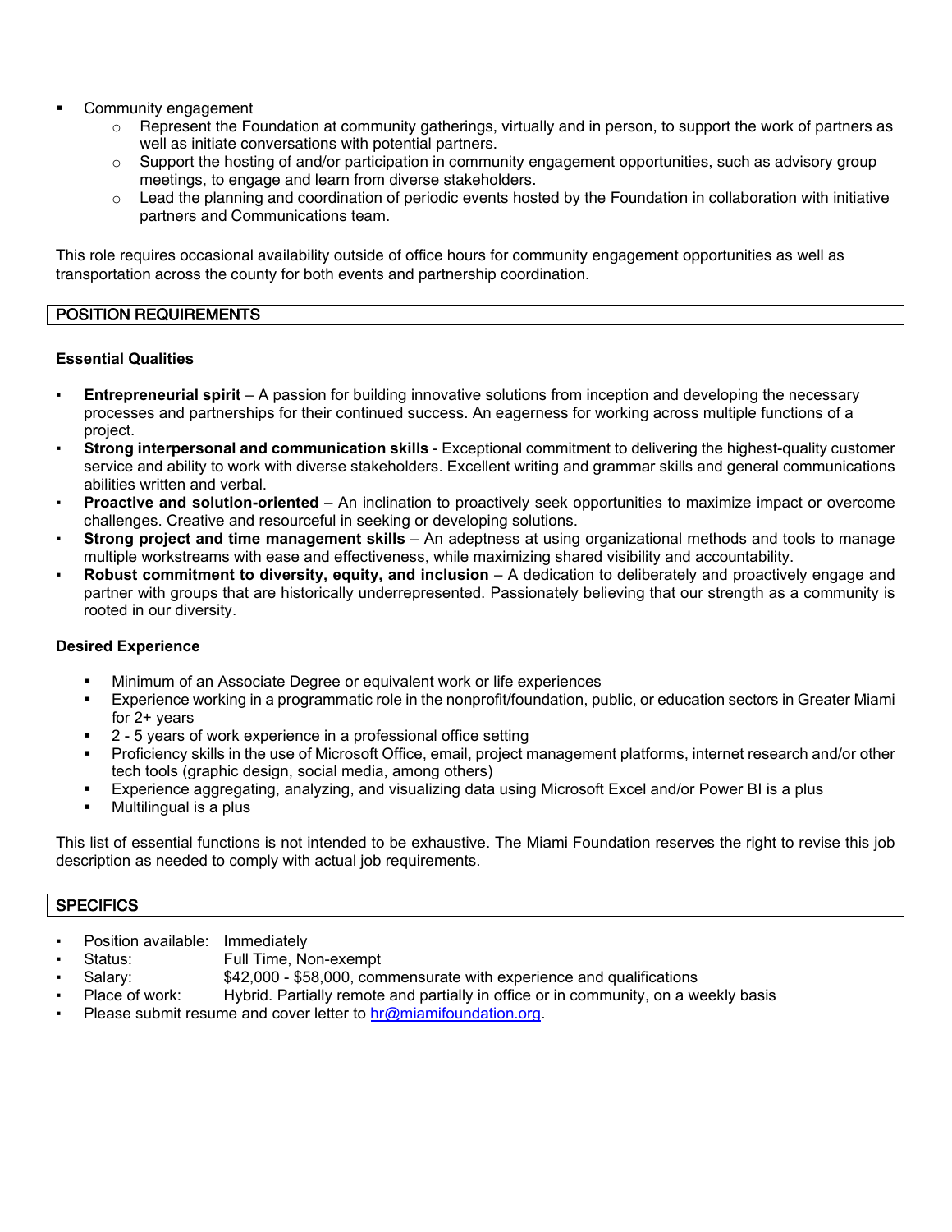- Community engagement
  - Represent the Foundation at community gatherings, virtually and in person, to support the work of partners as well as initiate conversations with potential partners.
  - Support the hosting of and/or participation in community engagement opportunities, such as advisory group meetings, to engage and learn from diverse stakeholders.
  - Lead the planning and coordination of periodic events hosted by the Foundation in collaboration with initiative partners and Communications team.

This role requires occasional availability outside of office hours for community engagement opportunities as well as transportation across the county for both events and partnership coordination.

## POSITION REQUIREMENTS

### Essential Qualities

- **Entrepreneurial spirit** – A passion for building innovative solutions from inception and developing the necessary processes and partnerships for their continued success. An eagerness for working across multiple functions of a project.
- **Strong interpersonal and communication skills** - Exceptional commitment to delivering the highest-quality customer service and ability to work with diverse stakeholders. Excellent writing and grammar skills and general communications abilities written and verbal.
- **Proactive and solution-oriented** – An inclination to proactively seek opportunities to maximize impact or overcome challenges. Creative and resourceful in seeking or developing solutions.
- **Strong project and time management skills** – An adeptness at using organizational methods and tools to manage multiple workstreams with ease and effectiveness, while maximizing shared visibility and accountability.
- **Robust commitment to diversity, equity, and inclusion** – A dedication to deliberately and proactively engage and partner with groups that are historically underrepresented. Passionately believing that our strength as a community is rooted in our diversity.

### Desired Experience

- Minimum of an Associate Degree or equivalent work or life experiences
- Experience working in a programmatic role in the nonprofit/foundation, public, or education sectors in Greater Miami for 2+ years
- 2 - 5 years of work experience in a professional office setting
- Proficiency skills in the use of Microsoft Office, email, project management platforms, internet research and/or other tech tools (graphic design, social media, among others)
- Experience aggregating, analyzing, and visualizing data using Microsoft Excel and/or Power BI is a plus
- Multilingual is a plus

This list of essential functions is not intended to be exhaustive. The Miami Foundation reserves the right to revise this job description as needed to comply with actual job requirements.

## SPECIFICS

- Position available: Immediately
- Status: Full Time, Non-exempt
- Salary: $42,000 - $58,000, commensurate with experience and qualifications
- Place of work: Hybrid. Partially remote and partially in office or in community, on a weekly basis
- Please submit resume and cover letter to hr@miamifoundation.org.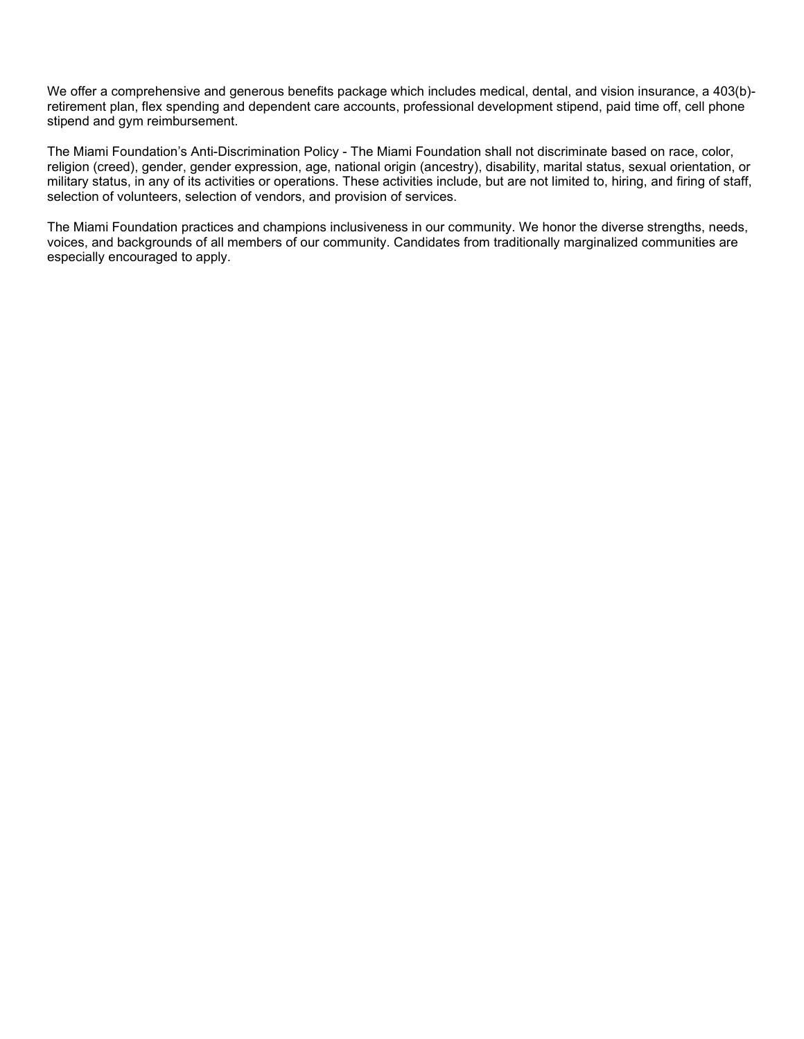We offer a comprehensive and generous benefits package which includes medical, dental, and vision insurance, a 403(b)-retirement plan, flex spending and dependent care accounts, professional development stipend, paid time off, cell phone stipend and gym reimbursement.

The Miami Foundation's Anti-Discrimination Policy - The Miami Foundation shall not discriminate based on race, color, religion (creed), gender, gender expression, age, national origin (ancestry), disability, marital status, sexual orientation, or military status, in any of its activities or operations. These activities include, but are not limited to, hiring, and firing of staff, selection of volunteers, selection of vendors, and provision of services.

The Miami Foundation practices and champions inclusiveness in our community. We honor the diverse strengths, needs, voices, and backgrounds of all members of our community. Candidates from traditionally marginalized communities are especially encouraged to apply.